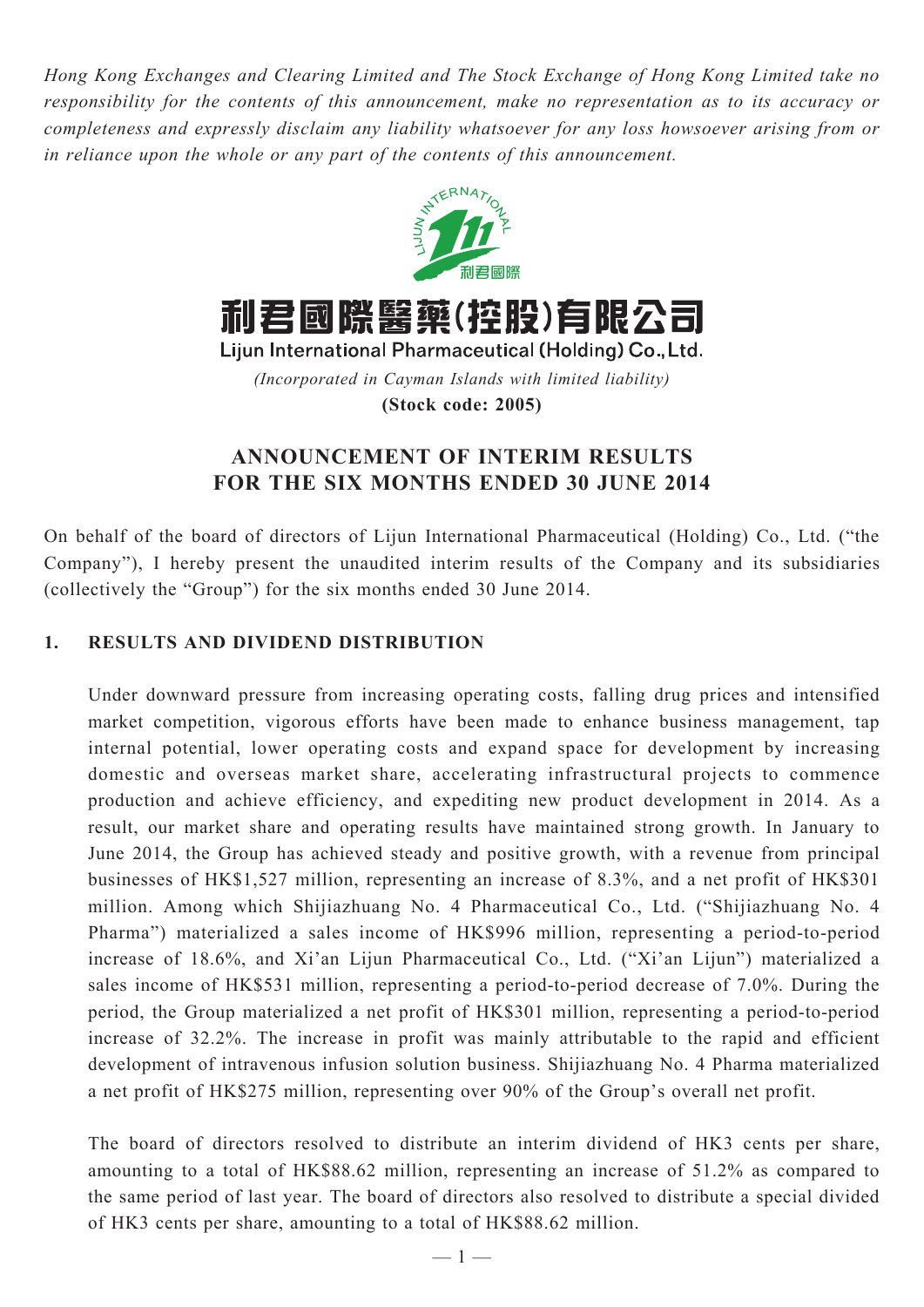*Hong Kong Exchanges and Clearing Limited and The Stock Exchange of Hong Kong Limited take no responsibility for the contents of this announcement, make no representation as to its accuracy or completeness and expressly disclaim any liability whatsoever for any loss howsoever arising from or in reliance upon the whole or any part of the contents of this announcement.*

# 利君國際醫藥(控股)有限公司

**Lijun International Pharmaceutical (Holding) Co., Ltd.**

*(Incorporated in Cayman Islands with limited liability)*

**(Stock code: 2005)**

## ANNOUNCEMENT OF INTERIM RESULTS FOR THE SIX MONTHS ENDED 30 JUNE 2014

On behalf of the board of directors of Lijun International Pharmaceutical (Holding) Co., Ltd. ("the Company"), I hereby present the unaudited interim results of the Company and its subsidiaries (collectively the "Group") for the six months ended 30 June 2014.

### 1. RESULTS AND DIVIDEND DISTRIBUTION

Under downward pressure from increasing operating costs, falling drug prices and intensified market competition, vigorous efforts have been made to enhance business management, tap internal potential, lower operating costs and expand space for development by increasing domestic and overseas market share, accelerating infrastructural projects to commence production and achieve efficiency, and expediting new product development in 2014. As a result, our market share and operating results have maintained strong growth. In January to June 2014, the Group has achieved steady and positive growth, with a revenue from principal businesses of HK$1,527 million, representing an increase of 8.3%, and a net profit of HK$301 million. Among which Shijiazhuang No. 4 Pharmaceutical Co., Ltd. ("Shijiazhuang No. 4 Pharma") materialized a sales income of HK$996 million, representing a period-to-period increase of 18.6%, and Xi'an Lijun Pharmaceutical Co., Ltd. ("Xi'an Lijun") materialized a sales income of HK$531 million, representing a period-to-period decrease of 7.0%. During the period, the Group materialized a net profit of HK$301 million, representing a period-to-period increase of 32.2%. The increase in profit was mainly attributable to the rapid and efficient development of intravenous infusion solution business. Shijiazhuang No. 4 Pharma materialized a net profit of HK$275 million, representing over 90% of the Group's overall net profit.

The board of directors resolved to distribute an interim dividend of HK3 cents per share, amounting to a total of HK$88.62 million, representing an increase of 51.2% as compared to the same period of last year. The board of directors also resolved to distribute a special divided of HK3 cents per share, amounting to a total of HK$88.62 million.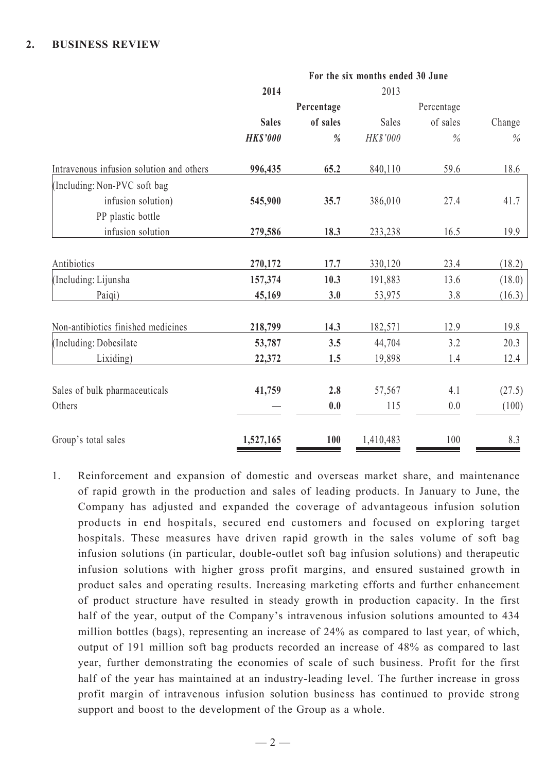## 2. BUSINESS REVIEW

| | For the six months ended 30 June | | | | |
|---|---|---|---|---|---|
| | **2014** | | 2013 | | |
| | **Sales** | **Percentage of sales** | Sales | Percentage of sales | Change |
| | ***HK$'000*** | ***%*** | *HK$'000* | *%* | *%* |
| Intravenous infusion solution and others | **996,435** | **65.2** | 840,110 | 59.6 | 18.6 |
| (Including: Non-PVC soft bag infusion solution) | **545,900** | **35.7** | 386,010 | 27.4 | 41.7 |
| PP plastic bottle infusion solution | **279,586** | **18.3** | 233,238 | 16.5 | 19.9 |
| Antibiotics | **270,172** | **17.7** | 330,120 | 23.4 | (18.2) |
| (Including: Lijunsha | **157,374** | **10.3** | 191,883 | 13.6 | (18.0) |
| Paiqi) | **45,169** | **3.0** | 53,975 | 3.8 | (16.3) |
| Non-antibiotics finished medicines | **218,799** | **14.3** | 182,571 | 12.9 | 19.8 |
| (Including: Dobesilate | **53,787** | **3.5** | 44,704 | 3.2 | 20.3 |
| Lixiding) | **22,372** | **1.5** | 19,898 | 1.4 | 12.4 |
| Sales of bulk pharmaceuticals | **41,759** | **2.8** | 57,567 | 4.1 | (27.5) |
| Others | **—** | **0.0** | 115 | 0.0 | (100) |
| Group's total sales | **1,527,165** | **100** | 1,410,483 | 100 | 8.3 |

1. Reinforcement and expansion of domestic and overseas market share, and maintenance of rapid growth in the production and sales of leading products. In January to June, the Company has adjusted and expanded the coverage of advantageous infusion solution products in end hospitals, secured end customers and focused on exploring target hospitals. These measures have driven rapid growth in the sales volume of soft bag infusion solutions (in particular, double-outlet soft bag infusion solutions) and therapeutic infusion solutions with higher gross profit margins, and ensured sustained growth in product sales and operating results. Increasing marketing efforts and further enhancement of product structure have resulted in steady growth in production capacity. In the first half of the year, output of the Company's intravenous infusion solutions amounted to 434 million bottles (bags), representing an increase of 24% as compared to last year, of which, output of 191 million soft bag products recorded an increase of 48% as compared to last year, further demonstrating the economies of scale of such business. Profit for the first half of the year has maintained at an industry-leading level. The further increase in gross profit margin of intravenous infusion solution business has continued to provide strong support and boost to the development of the Group as a whole.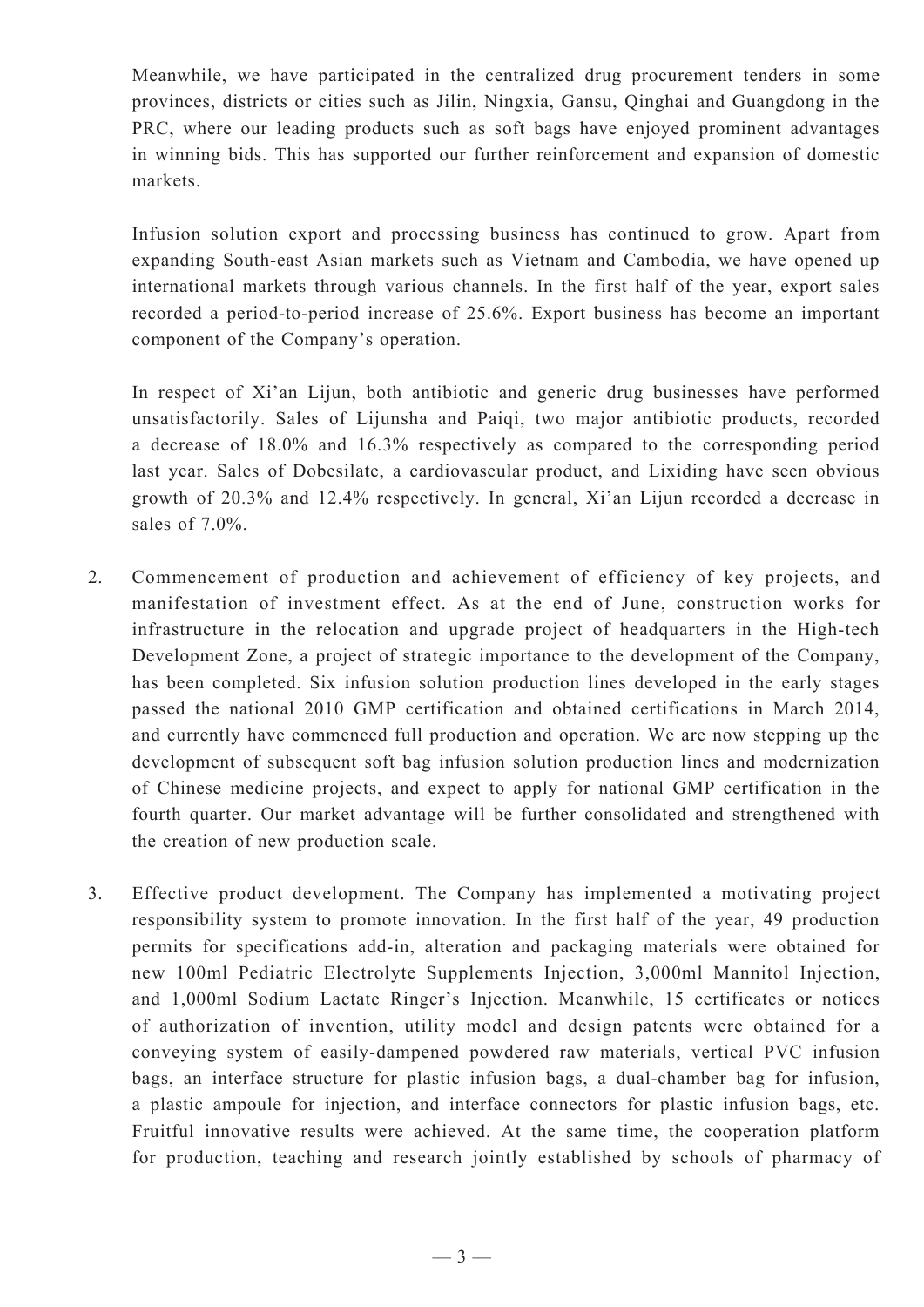Meanwhile, we have participated in the centralized drug procurement tenders in some provinces, districts or cities such as Jilin, Ningxia, Gansu, Qinghai and Guangdong in the PRC, where our leading products such as soft bags have enjoyed prominent advantages in winning bids. This has supported our further reinforcement and expansion of domestic markets.

Infusion solution export and processing business has continued to grow. Apart from expanding South-east Asian markets such as Vietnam and Cambodia, we have opened up international markets through various channels. In the first half of the year, export sales recorded a period-to-period increase of 25.6%. Export business has become an important component of the Company's operation.

In respect of Xi'an Lijun, both antibiotic and generic drug businesses have performed unsatisfactorily. Sales of Lijunsha and Paiqi, two major antibiotic products, recorded a decrease of 18.0% and 16.3% respectively as compared to the corresponding period last year. Sales of Dobesilate, a cardiovascular product, and Lixiding have seen obvious growth of 20.3% and 12.4% respectively. In general, Xi'an Lijun recorded a decrease in sales of 7.0%.

2. Commencement of production and achievement of efficiency of key projects, and manifestation of investment effect. As at the end of June, construction works for infrastructure in the relocation and upgrade project of headquarters in the High-tech Development Zone, a project of strategic importance to the development of the Company, has been completed. Six infusion solution production lines developed in the early stages passed the national 2010 GMP certification and obtained certifications in March 2014, and currently have commenced full production and operation. We are now stepping up the development of subsequent soft bag infusion solution production lines and modernization of Chinese medicine projects, and expect to apply for national GMP certification in the fourth quarter. Our market advantage will be further consolidated and strengthened with the creation of new production scale.

3. Effective product development. The Company has implemented a motivating project responsibility system to promote innovation. In the first half of the year, 49 production permits for specifications add-in, alteration and packaging materials were obtained for new 100ml Pediatric Electrolyte Supplements Injection, 3,000ml Mannitol Injection, and 1,000ml Sodium Lactate Ringer's Injection. Meanwhile, 15 certificates or notices of authorization of invention, utility model and design patents were obtained for a conveying system of easily-dampened powdered raw materials, vertical PVC infusion bags, an interface structure for plastic infusion bags, a dual-chamber bag for infusion, a plastic ampoule for injection, and interface connectors for plastic infusion bags, etc. Fruitful innovative results were achieved. At the same time, the cooperation platform for production, teaching and research jointly established by schools of pharmacy of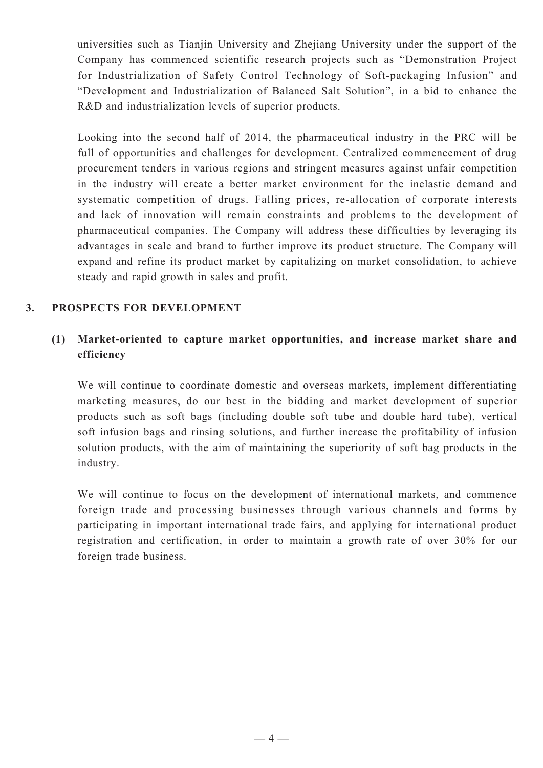universities such as Tianjin University and Zhejiang University under the support of the Company has commenced scientific research projects such as "Demonstration Project for Industrialization of Safety Control Technology of Soft-packaging Infusion" and "Development and Industrialization of Balanced Salt Solution", in a bid to enhance the R&D and industrialization levels of superior products.

Looking into the second half of 2014, the pharmaceutical industry in the PRC will be full of opportunities and challenges for development. Centralized commencement of drug procurement tenders in various regions and stringent measures against unfair competition in the industry will create a better market environment for the inelastic demand and systematic competition of drugs. Falling prices, re-allocation of corporate interests and lack of innovation will remain constraints and problems to the development of pharmaceutical companies. The Company will address these difficulties by leveraging its advantages in scale and brand to further improve its product structure. The Company will expand and refine its product market by capitalizing on market consolidation, to achieve steady and rapid growth in sales and profit.

## 3. PROSPECTS FOR DEVELOPMENT

### (1) Market-oriented to capture market opportunities, and increase market share and efficiency

We will continue to coordinate domestic and overseas markets, implement differentiating marketing measures, do our best in the bidding and market development of superior products such as soft bags (including double soft tube and double hard tube), vertical soft infusion bags and rinsing solutions, and further increase the profitability of infusion solution products, with the aim of maintaining the superiority of soft bag products in the industry.

We will continue to focus on the development of international markets, and commence foreign trade and processing businesses through various channels and forms by participating in important international trade fairs, and applying for international product registration and certification, in order to maintain a growth rate of over 30% for our foreign trade business.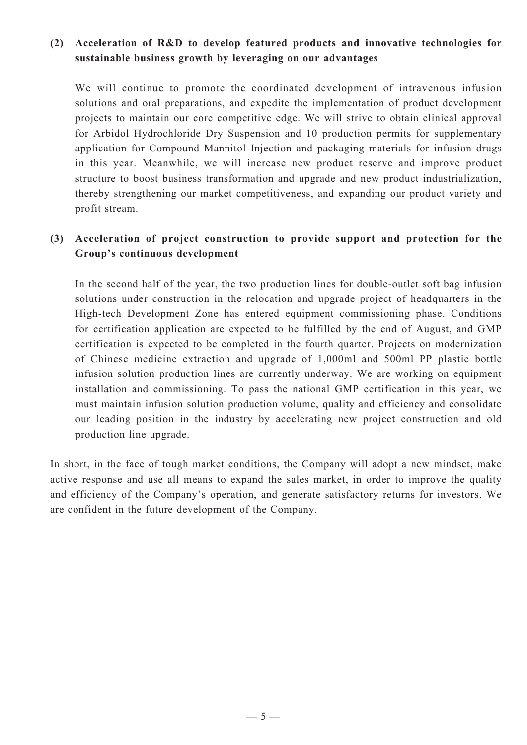**(2) Acceleration of R&D to develop featured products and innovative technologies for sustainable business growth by leveraging on our advantages**

We will continue to promote the coordinated development of intravenous infusion solutions and oral preparations, and expedite the implementation of product development projects to maintain our core competitive edge. We will strive to obtain clinical approval for Arbidol Hydrochloride Dry Suspension and 10 production permits for supplementary application for Compound Mannitol Injection and packaging materials for infusion drugs in this year. Meanwhile, we will increase new product reserve and improve product structure to boost business transformation and upgrade and new product industrialization, thereby strengthening our market competitiveness, and expanding our product variety and profit stream.

**(3) Acceleration of project construction to provide support and protection for the Group's continuous development**

In the second half of the year, the two production lines for double-outlet soft bag infusion solutions under construction in the relocation and upgrade project of headquarters in the High-tech Development Zone has entered equipment commissioning phase. Conditions for certification application are expected to be fulfilled by the end of August, and GMP certification is expected to be completed in the fourth quarter. Projects on modernization of Chinese medicine extraction and upgrade of 1,000ml and 500ml PP plastic bottle infusion solution production lines are currently underway. We are working on equipment installation and commissioning. To pass the national GMP certification in this year, we must maintain infusion solution production volume, quality and efficiency and consolidate our leading position in the industry by accelerating new project construction and old production line upgrade.

In short, in the face of tough market conditions, the Company will adopt a new mindset, make active response and use all means to expand the sales market, in order to improve the quality and efficiency of the Company's operation, and generate satisfactory returns for investors. We are confident in the future development of the Company.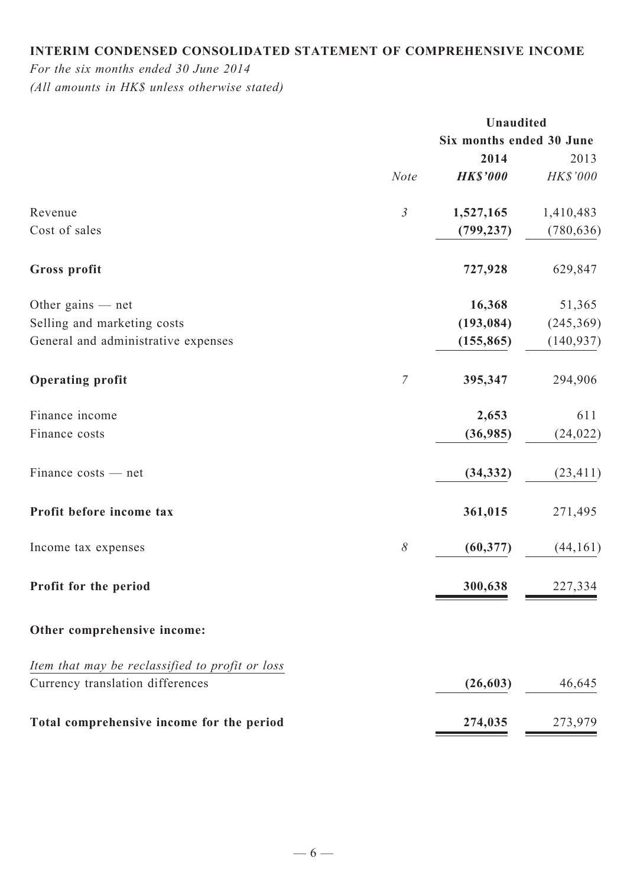## INTERIM CONDENSED CONSOLIDATED STATEMENT OF COMPREHENSIVE INCOME

*For the six months ended 30 June 2014*
*(All amounts in HK$ unless otherwise stated)*

| | | Unaudited | |
|---|---|---|---|
| | | Six months ended 30 June | |
| | | **2014** | 2013 |
| | *Note* | ***HK$'000*** | *HK$'000* |
| Revenue | *3* | **1,527,165** | 1,410,483 |
| Cost of sales | | **(799,237)** | (780,636) |
| **Gross profit** | | **727,928** | 629,847 |
| Other gains — net | | **16,368** | 51,365 |
| Selling and marketing costs | | **(193,084)** | (245,369) |
| General and administrative expenses | | **(155,865)** | (140,937) |
| **Operating profit** | *7* | **395,347** | 294,906 |
| Finance income | | **2,653** | 611 |
| Finance costs | | **(36,985)** | (24,022) |
| Finance costs — net | | **(34,332)** | (23,411) |
| **Profit before income tax** | | **361,015** | 271,495 |
| Income tax expenses | *8* | **(60,377)** | (44,161) |
| **Profit for the period** | | **300,638** | 227,334 |
| **Other comprehensive income:** | | | |
| *Item that may be reclassified to profit or loss* | | | |
| Currency translation differences | | **(26,603)** | 46,645 |
| **Total comprehensive income for the period** | | **274,035** | 273,979 |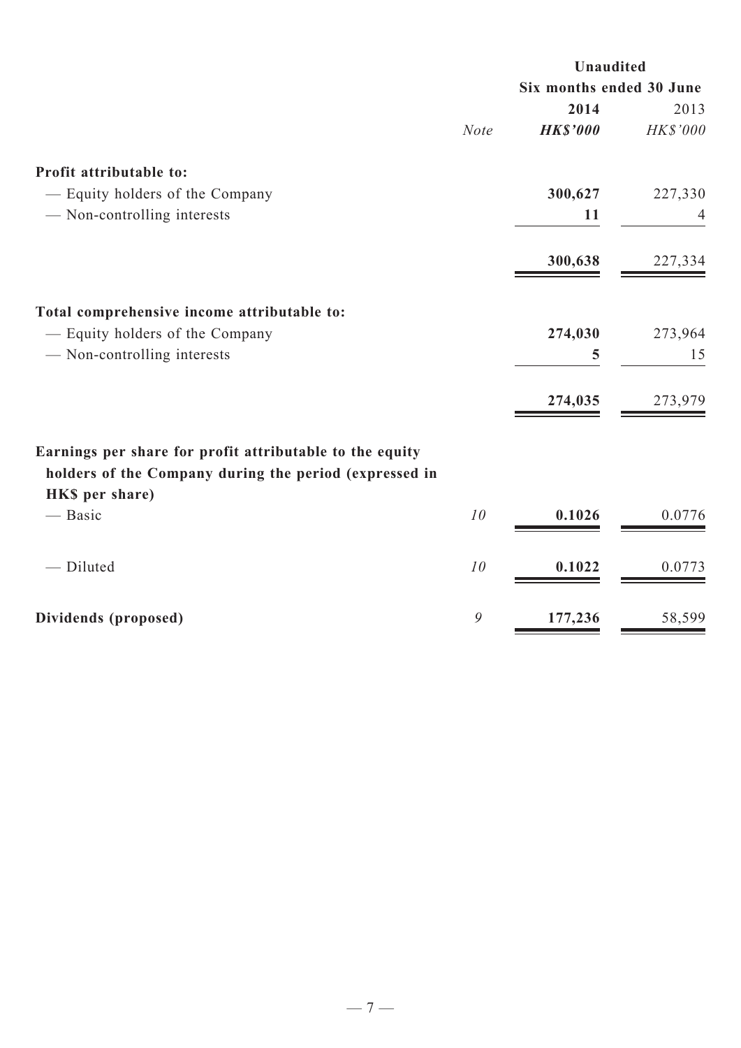| | | Unaudited | |
|---|---|---|---|
| | | Six months ended 30 June | |
| | | **2014** | 2013 |
| | *Note* | ***HK$'000*** | *HK$'000* |
| **Profit attributable to:** | | | |
| — Equity holders of the Company | | **300,627** | 227,330 |
| — Non-controlling interests | | **11** | 4 |
| | | **300,638** | 227,334 |
| **Total comprehensive income attributable to:** | | | |
| — Equity holders of the Company | | **274,030** | 273,964 |
| — Non-controlling interests | | **5** | 15 |
| | | **274,035** | 273,979 |
| **Earnings per share for profit attributable to the equity holders of the Company during the period (expressed in HK$ per share)** | | | |
| — Basic | *10* | **0.1026** | 0.0776 |
| — Diluted | *10* | **0.1022** | 0.0773 |
| **Dividends (proposed)** | *9* | **177,236** | 58,599 |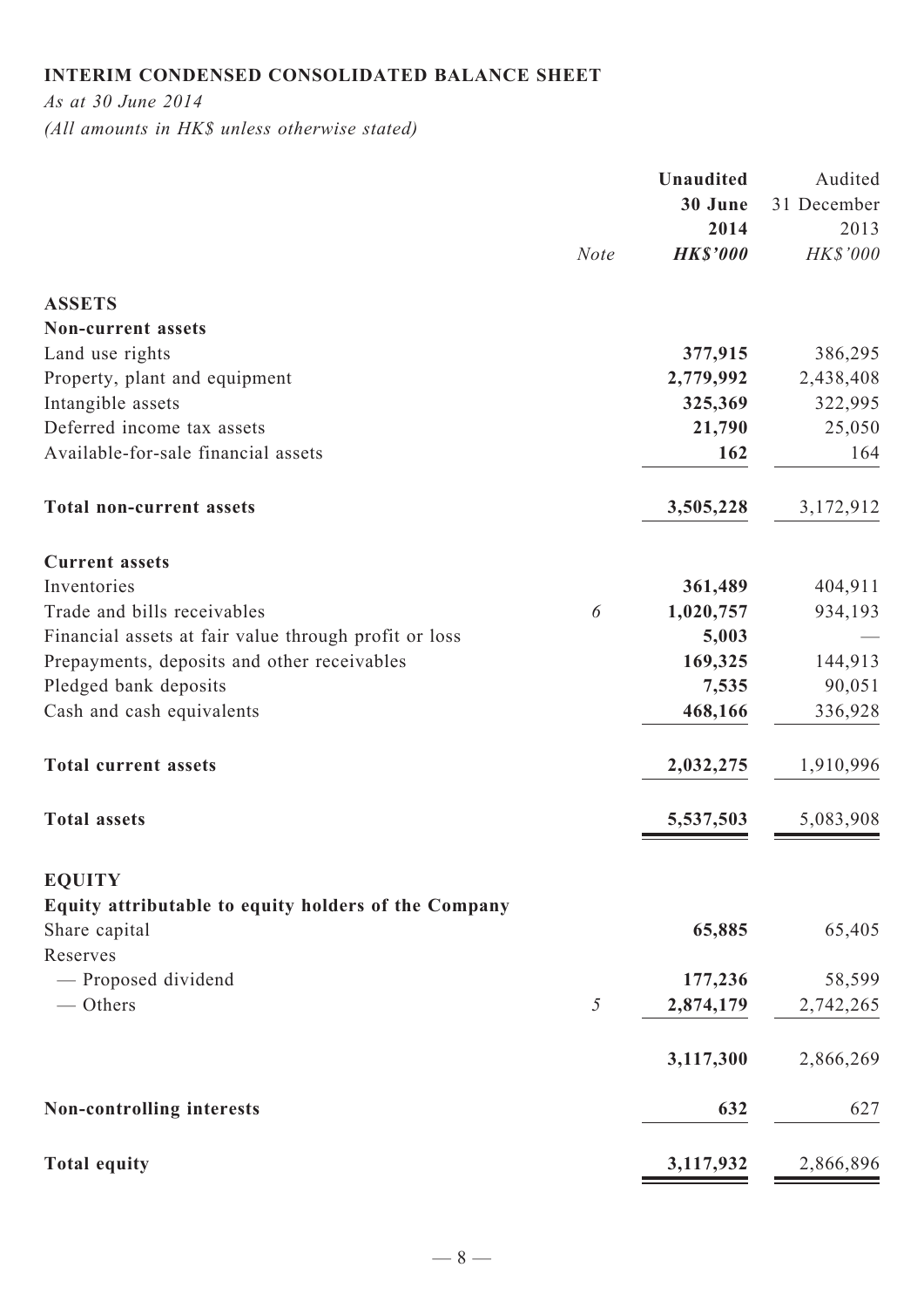## INTERIM CONDENSED CONSOLIDATED BALANCE SHEET

*As at 30 June 2014*

*(All amounts in HK$ unless otherwise stated)*

| | Note | Unaudited 30 June 2014 HK$'000 | Audited 31 December 2013 HK$'000 |
|---|---|---|---|
| **ASSETS** | | | |
| **Non-current assets** | | | |
| Land use rights | | **377,915** | 386,295 |
| Property, plant and equipment | | **2,779,992** | 2,438,408 |
| Intangible assets | | **325,369** | 322,995 |
| Deferred income tax assets | | **21,790** | 25,050 |
| Available-for-sale financial assets | | **162** | 164 |
| **Total non-current assets** | | **3,505,228** | 3,172,912 |
| **Current assets** | | | |
| Inventories | | **361,489** | 404,911 |
| Trade and bills receivables | 6 | **1,020,757** | 934,193 |
| Financial assets at fair value through profit or loss | | **5,003** | — |
| Prepayments, deposits and other receivables | | **169,325** | 144,913 |
| Pledged bank deposits | | **7,535** | 90,051 |
| Cash and cash equivalents | | **468,166** | 336,928 |
| **Total current assets** | | **2,032,275** | 1,910,996 |
| **Total assets** | | **5,537,503** | 5,083,908 |
| **EQUITY** | | | |
| **Equity attributable to equity holders of the Company** | | | |
| Share capital | | **65,885** | 65,405 |
| Reserves | | | |
| — Proposed dividend | | **177,236** | 58,599 |
| — Others | 5 | **2,874,179** | 2,742,265 |
| | | **3,117,300** | 2,866,269 |
| **Non-controlling interests** | | **632** | 627 |
| **Total equity** | | **3,117,932** | 2,866,896 |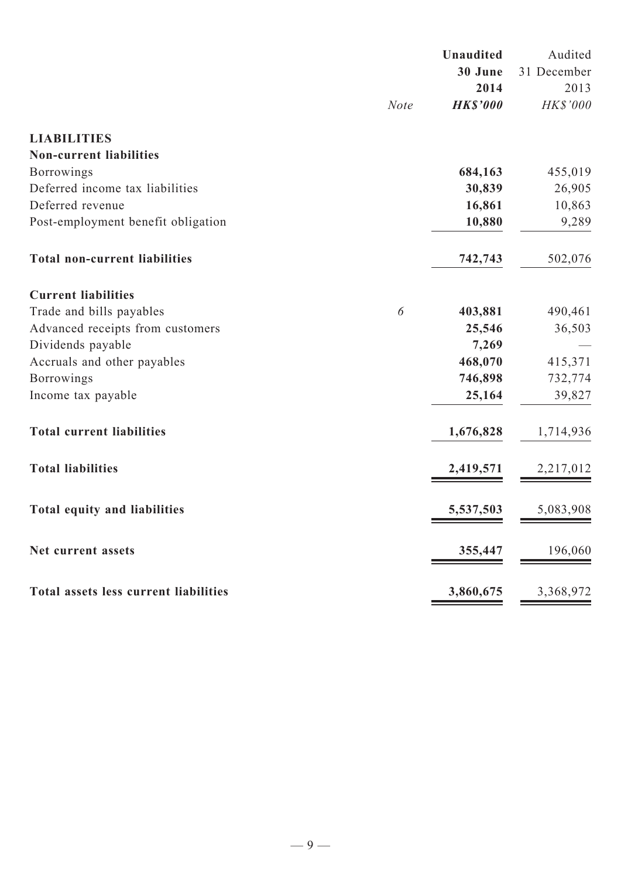| | Note | Unaudited 30 June 2014 HK$'000 | Audited 31 December 2013 HK$'000 |
|---|---|---|---|
| **LIABILITIES** | | | |
| **Non-current liabilities** | | | |
| Borrowings | | **684,163** | 455,019 |
| Deferred income tax liabilities | | **30,839** | 26,905 |
| Deferred revenue | | **16,861** | 10,863 |
| Post-employment benefit obligation | | **10,880** | 9,289 |
| **Total non-current liabilities** | | **742,743** | 502,076 |
| **Current liabilities** | | | |
| Trade and bills payables | 6 | **403,881** | 490,461 |
| Advanced receipts from customers | | **25,546** | 36,503 |
| Dividends payable | | **7,269** | — |
| Accruals and other payables | | **468,070** | 415,371 |
| Borrowings | | **746,898** | 732,774 |
| Income tax payable | | **25,164** | 39,827 |
| **Total current liabilities** | | **1,676,828** | 1,714,936 |
| **Total liabilities** | | **2,419,571** | 2,217,012 |
| **Total equity and liabilities** | | **5,537,503** | 5,083,908 |
| **Net current assets** | | **355,447** | 196,060 |
| **Total assets less current liabilities** | | **3,860,675** | 3,368,972 |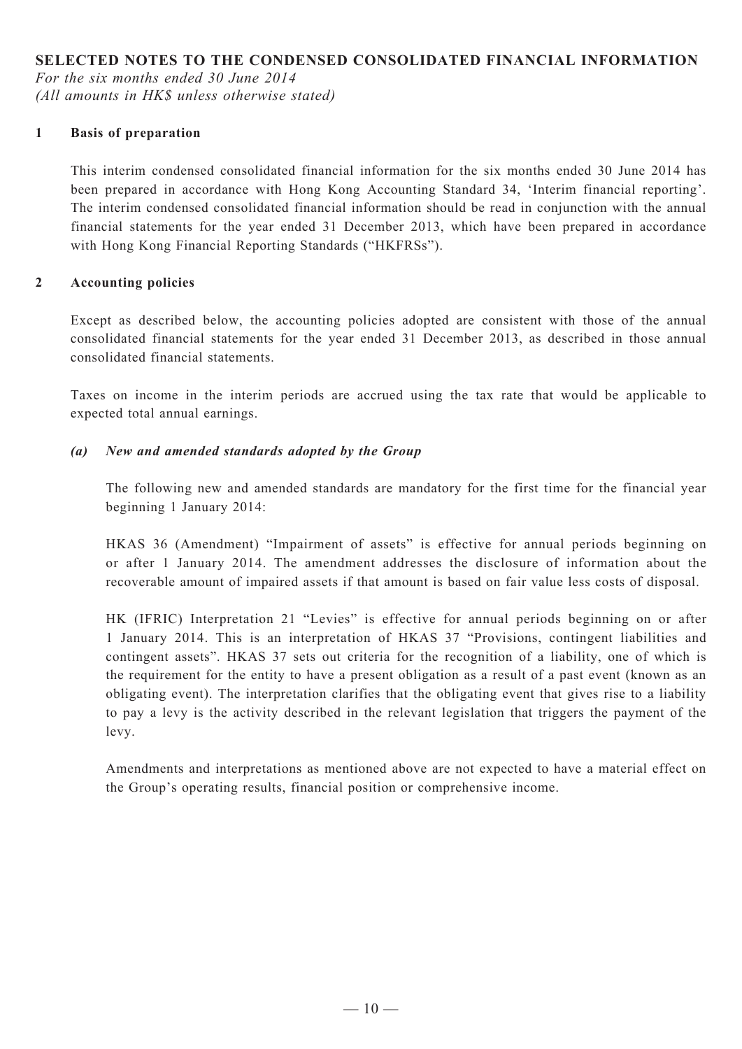## SELECTED NOTES TO THE CONDENSED CONSOLIDATED FINANCIAL INFORMATION

*For the six months ended 30 June 2014*
*(All amounts in HK$ unless otherwise stated)*

### 1 Basis of preparation

This interim condensed consolidated financial information for the six months ended 30 June 2014 has been prepared in accordance with Hong Kong Accounting Standard 34, 'Interim financial reporting'. The interim condensed consolidated financial information should be read in conjunction with the annual financial statements for the year ended 31 December 2013, which have been prepared in accordance with Hong Kong Financial Reporting Standards ("HKFRSs").

### 2 Accounting policies

Except as described below, the accounting policies adopted are consistent with those of the annual consolidated financial statements for the year ended 31 December 2013, as described in those annual consolidated financial statements.

Taxes on income in the interim periods are accrued using the tax rate that would be applicable to expected total annual earnings.

#### *(a) New and amended standards adopted by the Group*

The following new and amended standards are mandatory for the first time for the financial year beginning 1 January 2014:

HKAS 36 (Amendment) "Impairment of assets" is effective for annual periods beginning on or after 1 January 2014. The amendment addresses the disclosure of information about the recoverable amount of impaired assets if that amount is based on fair value less costs of disposal.

HK (IFRIC) Interpretation 21 "Levies" is effective for annual periods beginning on or after 1 January 2014. This is an interpretation of HKAS 37 "Provisions, contingent liabilities and contingent assets". HKAS 37 sets out criteria for the recognition of a liability, one of which is the requirement for the entity to have a present obligation as a result of a past event (known as an obligating event). The interpretation clarifies that the obligating event that gives rise to a liability to pay a levy is the activity described in the relevant legislation that triggers the payment of the levy.

Amendments and interpretations as mentioned above are not expected to have a material effect on the Group's operating results, financial position or comprehensive income.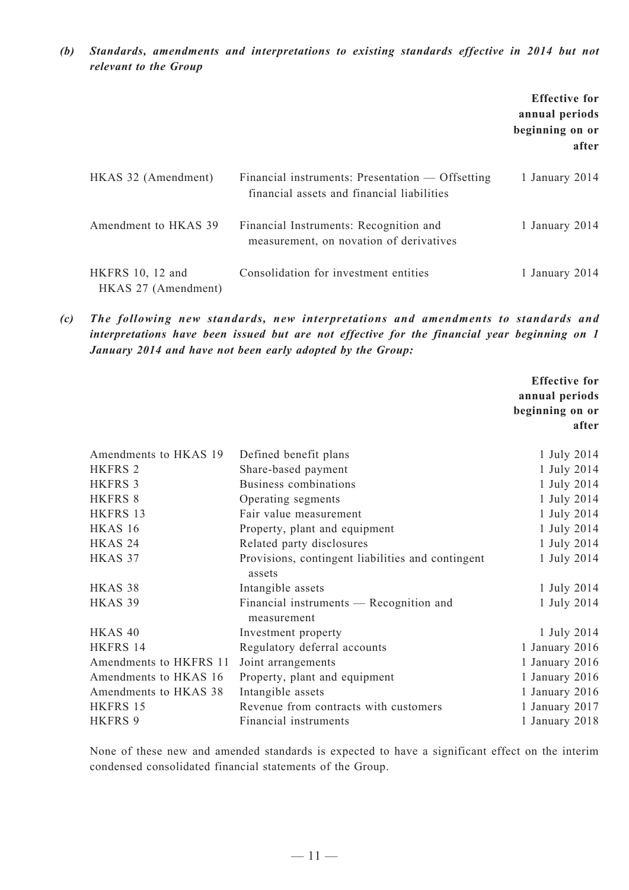*(b)* ***Standards, amendments and interpretations to existing standards effective in 2014 but not relevant to the Group***

| | | **Effective for annual periods beginning on or after** |
|---|---|---|
| HKAS 32 (Amendment) | Financial instruments: Presentation — Offsetting financial assets and financial liabilities | 1 January 2014 |
| Amendment to HKAS 39 | Financial Instruments: Recognition and measurement, on novation of derivatives | 1 January 2014 |
| HKFRS 10, 12 and HKAS 27 (Amendment) | Consolidation for investment entities | 1 January 2014 |

*(c)* ***The following new standards, new interpretations and amendments to standards and interpretations have been issued but are not effective for the financial year beginning on 1 January 2014 and have not been early adopted by the Group:***

| | | **Effective for annual periods beginning on or after** |
|---|---|---|
| Amendments to HKAS 19 | Defined benefit plans | 1 July 2014 |
| HKFRS 2 | Share-based payment | 1 July 2014 |
| HKFRS 3 | Business combinations | 1 July 2014 |
| HKFRS 8 | Operating segments | 1 July 2014 |
| HKFRS 13 | Fair value measurement | 1 July 2014 |
| HKAS 16 | Property, plant and equipment | 1 July 2014 |
| HKAS 24 | Related party disclosures | 1 July 2014 |
| HKAS 37 | Provisions, contingent liabilities and contingent assets | 1 July 2014 |
| HKAS 38 | Intangible assets | 1 July 2014 |
| HKAS 39 | Financial instruments — Recognition and measurement | 1 July 2014 |
| HKAS 40 | Investment property | 1 July 2014 |
| HKFRS 14 | Regulatory deferral accounts | 1 January 2016 |
| Amendments to HKFRS 11 | Joint arrangements | 1 January 2016 |
| Amendments to HKAS 16 | Property, plant and equipment | 1 January 2016 |
| Amendments to HKAS 38 | Intangible assets | 1 January 2016 |
| HKFRS 15 | Revenue from contracts with customers | 1 January 2017 |
| HKFRS 9 | Financial instruments | 1 January 2018 |

None of these new and amended standards is expected to have a significant effect on the interim condensed consolidated financial statements of the Group.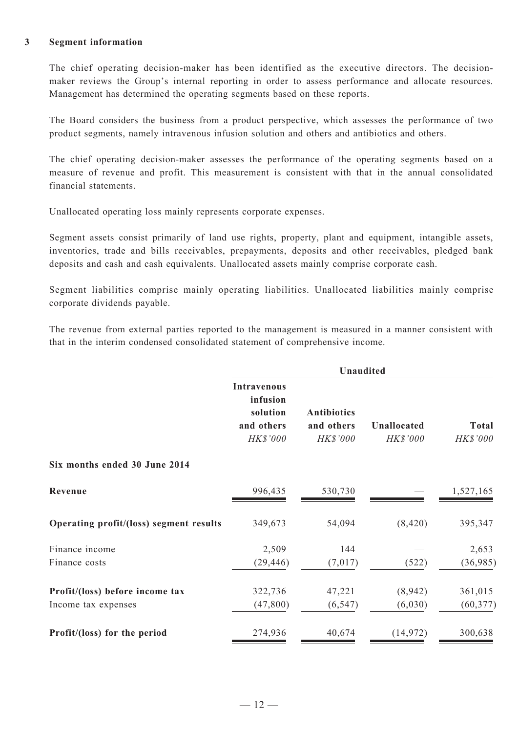## 3 Segment information

The chief operating decision-maker has been identified as the executive directors. The decision-maker reviews the Group's internal reporting in order to assess performance and allocate resources. Management has determined the operating segments based on these reports.

The Board considers the business from a product perspective, which assesses the performance of two product segments, namely intravenous infusion solution and others and antibiotics and others.

The chief operating decision-maker assesses the performance of the operating segments based on a measure of revenue and profit. This measurement is consistent with that in the annual consolidated financial statements.

Unallocated operating loss mainly represents corporate expenses.

Segment assets consist primarily of land use rights, property, plant and equipment, intangible assets, inventories, trade and bills receivables, prepayments, deposits and other receivables, pledged bank deposits and cash and cash equivalents. Unallocated assets mainly comprise corporate cash.

Segment liabilities comprise mainly operating liabilities. Unallocated liabilities mainly comprise corporate dividends payable.

The revenue from external parties reported to the management is measured in a manner consistent with that in the interim condensed consolidated statement of comprehensive income.

| | **Unaudited** | | | |
|---|---|---|---|---|
| | **Intravenous infusion solution and others** *HK$'000* | **Antibiotics and others** *HK$'000* | **Unallocated** *HK$'000* | **Total** *HK$'000* |
| **Six months ended 30 June 2014** | | | | |
| **Revenue** | 996,435 | 530,730 | — | 1,527,165 |
| **Operating profit/(loss) segment results** | 349,673 | 54,094 | (8,420) | 395,347 |
| Finance income | 2,509 | 144 | — | 2,653 |
| Finance costs | (29,446) | (7,017) | (522) | (36,985) |
| **Profit/(loss) before income tax** | 322,736 | 47,221 | (8,942) | 361,015 |
| Income tax expenses | (47,800) | (6,547) | (6,030) | (60,377) |
| **Profit/(loss) for the period** | 274,936 | 40,674 | (14,972) | 300,638 |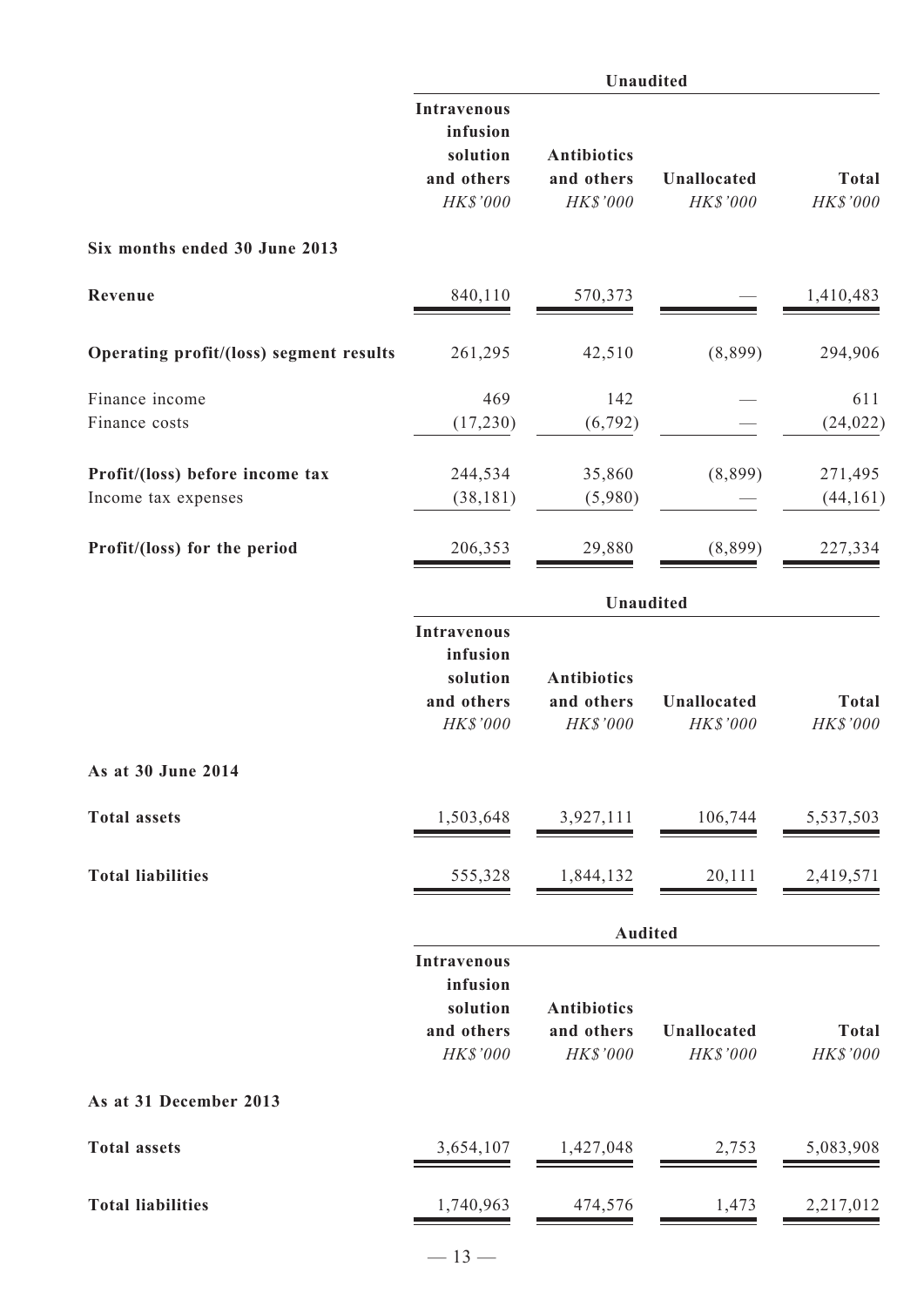| | Unaudited | | | |
|---|---|---|---|---|
| | Intravenous infusion solution and others | Antibiotics and others | Unallocated | Total |
| | *HK$'000* | *HK$'000* | *HK$'000* | *HK$'000* |
| **Six months ended 30 June 2013** | | | | |
| **Revenue** | 840,110 | 570,373 | — | 1,410,483 |
| **Operating profit/(loss) segment results** | 261,295 | 42,510 | (8,899) | 294,906 |
| Finance income | 469 | 142 | — | 611 |
| Finance costs | (17,230) | (6,792) | — | (24,022) |
| **Profit/(loss) before income tax** | 244,534 | 35,860 | (8,899) | 271,495 |
| Income tax expenses | (38,181) | (5,980) | — | (44,161) |
| **Profit/(loss) for the period** | 206,353 | 29,880 | (8,899) | 227,334 |

| | Unaudited | | | |
|---|---|---|---|---|
| | Intravenous infusion solution and others | Antibiotics and others | Unallocated | Total |
| | *HK$'000* | *HK$'000* | *HK$'000* | *HK$'000* |
| **As at 30 June 2014** | | | | |
| **Total assets** | 1,503,648 | 3,927,111 | 106,744 | 5,537,503 |
| **Total liabilities** | 555,328 | 1,844,132 | 20,111 | 2,419,571 |

| | Audited | | | |
|---|---|---|---|---|
| | Intravenous infusion solution and others | Antibiotics and others | Unallocated | Total |
| | *HK$'000* | *HK$'000* | *HK$'000* | *HK$'000* |
| **As at 31 December 2013** | | | | |
| **Total assets** | 3,654,107 | 1,427,048 | 2,753 | 5,083,908 |
| **Total liabilities** | 1,740,963 | 474,576 | 1,473 | 2,217,012 |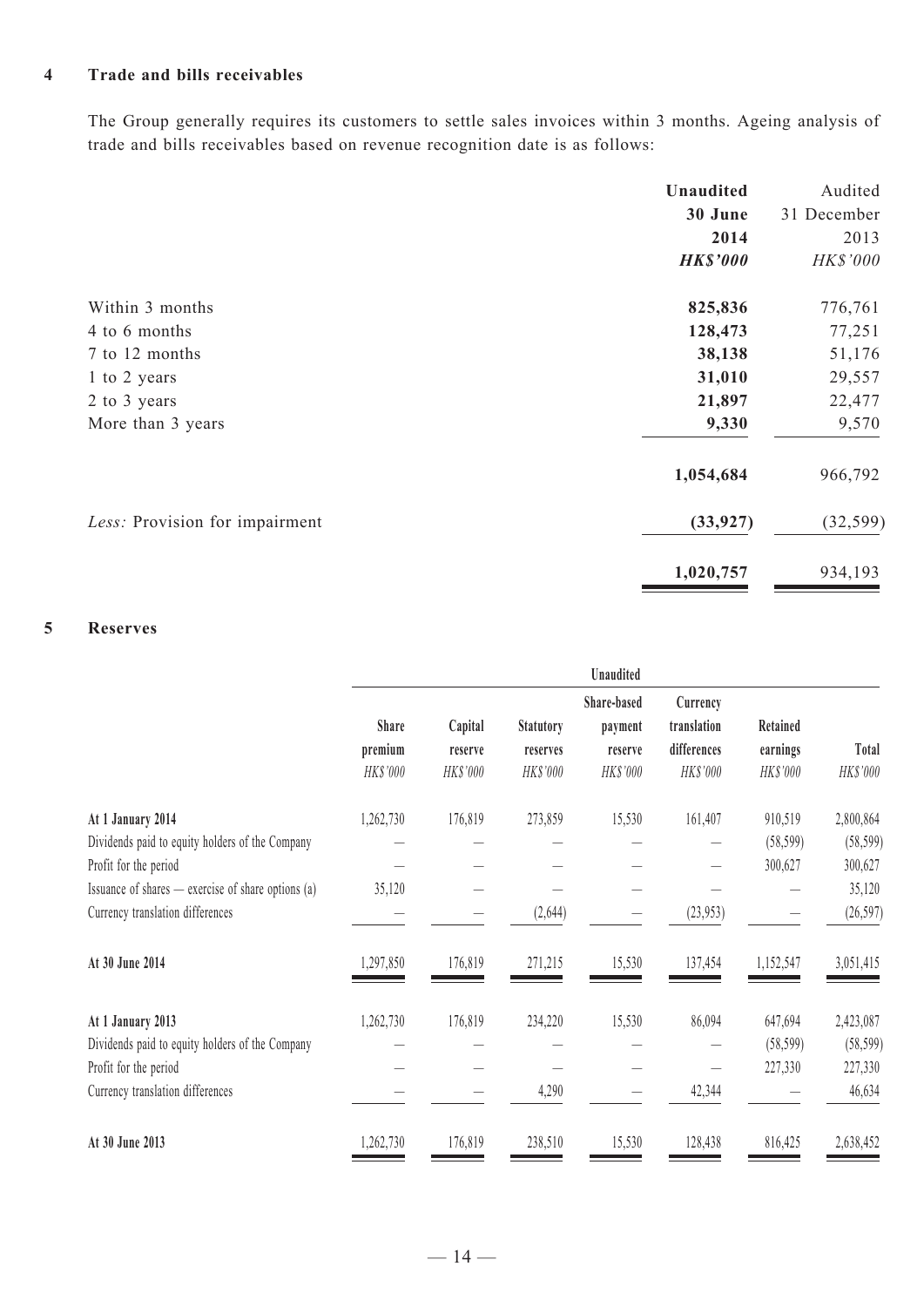## 4 Trade and bills receivables

The Group generally requires its customers to settle sales invoices within 3 months. Ageing analysis of trade and bills receivables based on revenue recognition date is as follows:

| | **Unaudited 30 June 2014** | Audited 31 December 2013 |
|---|---|---|
| | ***HK$'000*** | *HK$'000* |
| Within 3 months | **825,836** | 776,761 |
| 4 to 6 months | **128,473** | 77,251 |
| 7 to 12 months | **38,138** | 51,176 |
| 1 to 2 years | **31,010** | 29,557 |
| 2 to 3 years | **21,897** | 22,477 |
| More than 3 years | **9,330** | 9,570 |
| | **1,054,684** | 966,792 |
| *Less:* Provision for impairment | **(33,927)** | (32,599) |
| | **1,020,757** | 934,193 |

## 5 Reserves

| | Unaudited | | | | | | |
|---|---|---|---|---|---|---|---|
| | Share premium | Capital reserve | Statutory reserves | Share-based payment reserve | Currency translation differences | Retained earnings | Total |
| | *HK$'000* | *HK$'000* | *HK$'000* | *HK$'000* | *HK$'000* | *HK$'000* | *HK$'000* |
| **At 1 January 2014** | 1,262,730 | 176,819 | 273,859 | 15,530 | 161,407 | 910,519 | 2,800,864 |
| Dividends paid to equity holders of the Company | — | — | — | — | — | (58,599) | (58,599) |
| Profit for the period | — | — | — | — | — | 300,627 | 300,627 |
| Issuance of shares — exercise of share options (a) | 35,120 | — | — | — | — | — | 35,120 |
| Currency translation differences | — | — | (2,644) | — | (23,953) | — | (26,597) |
| **At 30 June 2014** | 1,297,850 | 176,819 | 271,215 | 15,530 | 137,454 | 1,152,547 | 3,051,415 |
| **At 1 January 2013** | 1,262,730 | 176,819 | 234,220 | 15,530 | 86,094 | 647,694 | 2,423,087 |
| Dividends paid to equity holders of the Company | — | — | — | — | — | (58,599) | (58,599) |
| Profit for the period | — | — | — | — | — | 227,330 | 227,330 |
| Currency translation differences | — | — | 4,290 | — | 42,344 | — | 46,634 |
| **At 30 June 2013** | 1,262,730 | 176,819 | 238,510 | 15,530 | 128,438 | 816,425 | 2,638,452 |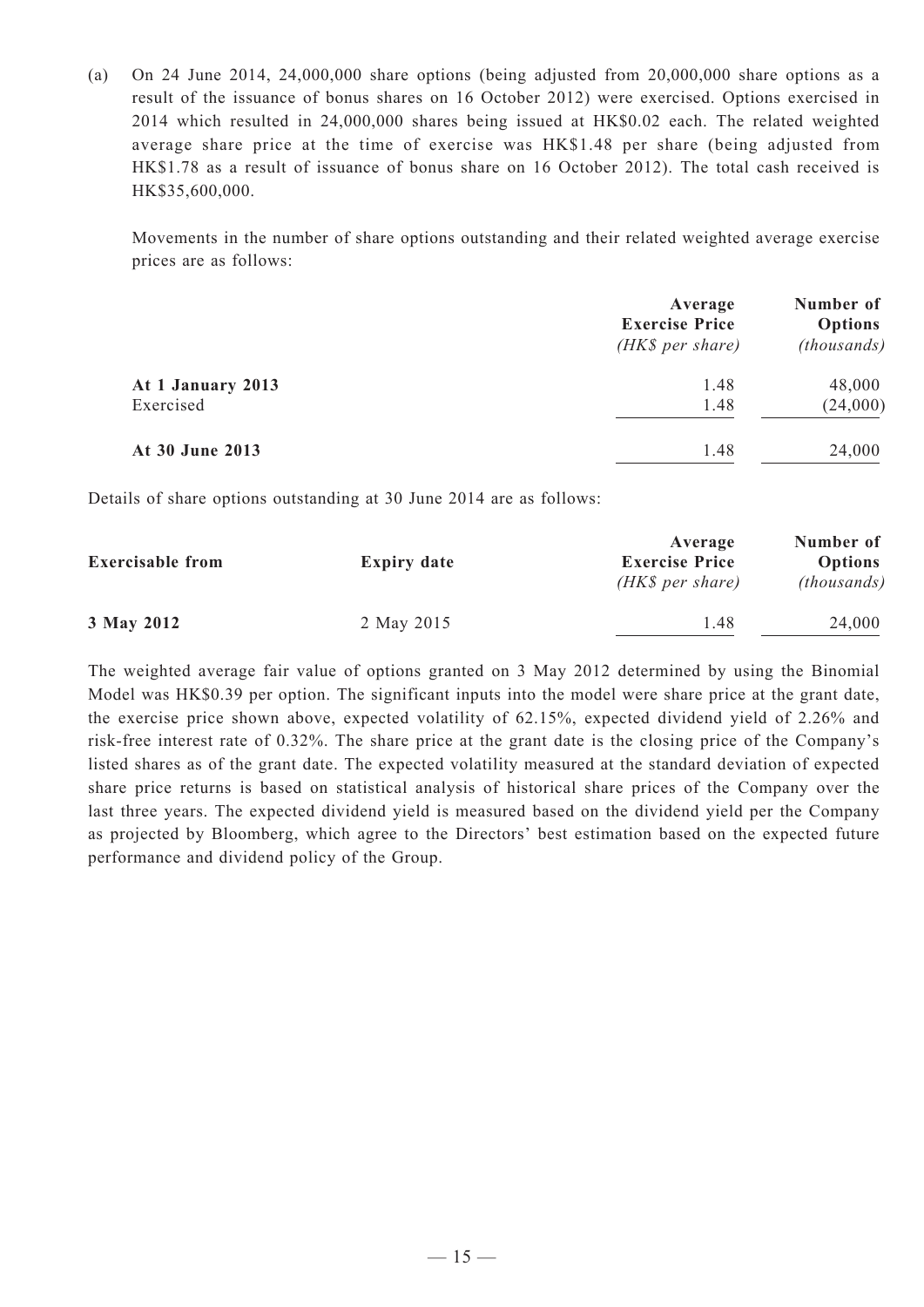(a) On 24 June 2014, 24,000,000 share options (being adjusted from 20,000,000 share options as a result of the issuance of bonus shares on 16 October 2012) were exercised. Options exercised in 2014 which resulted in 24,000,000 shares being issued at HK$0.02 each. The related weighted average share price at the time of exercise was HK$1.48 per share (being adjusted from HK$1.78 as a result of issuance of bonus share on 16 October 2012). The total cash received is HK$35,600,000.

Movements in the number of share options outstanding and their related weighted average exercise prices are as follows:

| | Average Exercise Price *(HK$ per share)* | Number of Options *(thousands)* |
|---|---|---|
| **At 1 January 2013** | 1.48 | 48,000 |
| Exercised | 1.48 | (24,000) |
| **At 30 June 2013** | 1.48 | 24,000 |

Details of share options outstanding at 30 June 2014 are as follows:

| Exercisable from | Expiry date | Average Exercise Price *(HK$ per share)* | Number of Options *(thousands)* |
|---|---|---|---|
| **3 May 2012** | 2 May 2015 | 1.48 | 24,000 |

The weighted average fair value of options granted on 3 May 2012 determined by using the Binomial Model was HK$0.39 per option. The significant inputs into the model were share price at the grant date, the exercise price shown above, expected volatility of 62.15%, expected dividend yield of 2.26% and risk-free interest rate of 0.32%. The share price at the grant date is the closing price of the Company's listed shares as of the grant date. The expected volatility measured at the standard deviation of expected share price returns is based on statistical analysis of historical share prices of the Company over the last three years. The expected dividend yield is measured based on the dividend yield per the Company as projected by Bloomberg, which agree to the Directors' best estimation based on the expected future performance and dividend policy of the Group.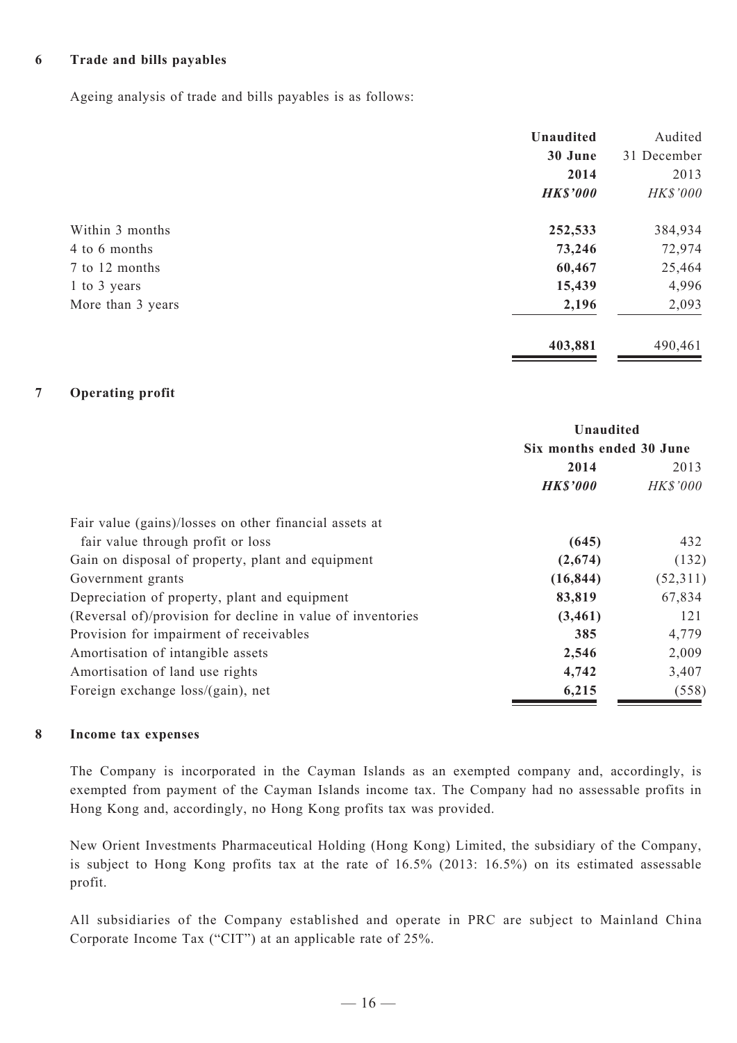### 6 Trade and bills payables

Ageing analysis of trade and bills payables is as follows:

| | **Unaudited 30 June 2014** | Audited 31 December 2013 |
|---|---|---|
| | ***HK$'000*** | *HK$'000* |
| Within 3 months | **252,533** | 384,934 |
| 4 to 6 months | **73,246** | 72,974 |
| 7 to 12 months | **60,467** | 25,464 |
| 1 to 3 years | **15,439** | 4,996 |
| More than 3 years | **2,196** | 2,093 |
| | **403,881** | 490,461 |

### 7 Operating profit

| | **Unaudited** | |
|---|---|---|
| | **Six months ended 30 June** | |
| | **2014** | 2013 |
| | ***HK$'000*** | *HK$'000* |
| Fair value (gains)/losses on other financial assets at fair value through profit or loss | **(645)** | 432 |
| Gain on disposal of property, plant and equipment | **(2,674)** | (132) |
| Government grants | **(16,844)** | (52,311) |
| Depreciation of property, plant and equipment | **83,819** | 67,834 |
| (Reversal of)/provision for decline in value of inventories | **(3,461)** | 121 |
| Provision for impairment of receivables | **385** | 4,779 |
| Amortisation of intangible assets | **2,546** | 2,009 |
| Amortisation of land use rights | **4,742** | 3,407 |
| Foreign exchange loss/(gain), net | **6,215** | (558) |

### 8 Income tax expenses

The Company is incorporated in the Cayman Islands as an exempted company and, accordingly, is exempted from payment of the Cayman Islands income tax. The Company had no assessable profits in Hong Kong and, accordingly, no Hong Kong profits tax was provided.

New Orient Investments Pharmaceutical Holding (Hong Kong) Limited, the subsidiary of the Company, is subject to Hong Kong profits tax at the rate of 16.5% (2013: 16.5%) on its estimated assessable profit.

All subsidiaries of the Company established and operate in PRC are subject to Mainland China Corporate Income Tax ("CIT") at an applicable rate of 25%.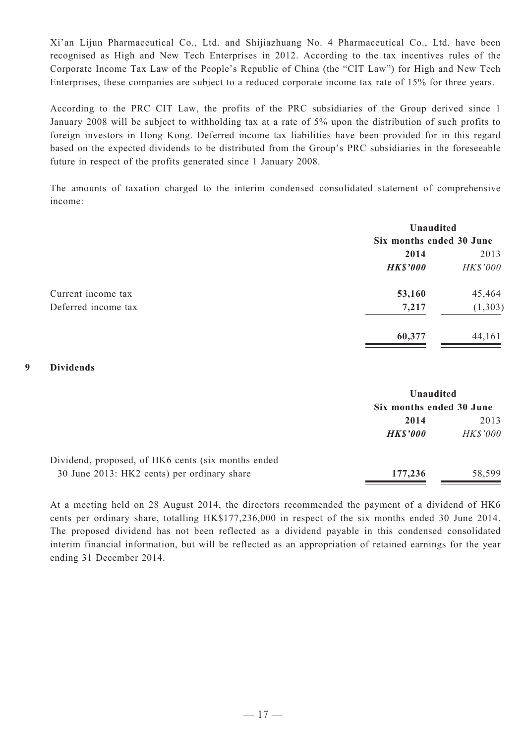Xi'an Lijun Pharmaceutical Co., Ltd. and Shijiazhuang No. 4 Pharmaceutical Co., Ltd. have been recognised as High and New Tech Enterprises in 2012. According to the tax incentives rules of the Corporate Income Tax Law of the People's Republic of China (the "CIT Law") for High and New Tech Enterprises, these companies are subject to a reduced corporate income tax rate of 15% for three years.

According to the PRC CIT Law, the profits of the PRC subsidiaries of the Group derived since 1 January 2008 will be subject to withholding tax at a rate of 5% upon the distribution of such profits to foreign investors in Hong Kong. Deferred income tax liabilities have been provided for in this regard based on the expected dividends to be distributed from the Group's PRC subsidiaries in the foreseeable future in respect of the profits generated since 1 January 2008.

The amounts of taxation charged to the interim condensed consolidated statement of comprehensive income:

| | **Unaudited** | |
|---|---|---|
| | **Six months ended 30 June** | |
| | **2014** | 2013 |
| | ***HK$'000*** | *HK$'000* |
| Current income tax | **53,160** | 45,464 |
| Deferred income tax | **7,217** | (1,303) |
| | **60,377** | 44,161 |

## 9 Dividends

| | **Unaudited** | |
|---|---|---|
| | **Six months ended 30 June** | |
| | **2014** | 2013 |
| | ***HK$'000*** | *HK$'000* |
| Dividend, proposed, of HK6 cents (six months ended 30 June 2013: HK2 cents) per ordinary share | **177,236** | 58,599 |

At a meeting held on 28 August 2014, the directors recommended the payment of a dividend of HK6 cents per ordinary share, totalling HK$177,236,000 in respect of the six months ended 30 June 2014. The proposed dividend has not been reflected as a dividend payable in this condensed consolidated interim financial information, but will be reflected as an appropriation of retained earnings for the year ending 31 December 2014.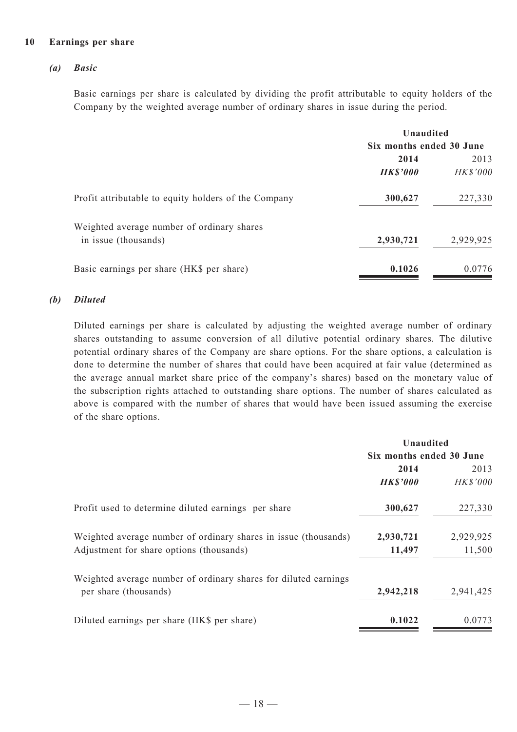## 10 Earnings per share

### *(a) Basic*

Basic earnings per share is calculated by dividing the profit attributable to equity holders of the Company by the weighted average number of ordinary shares in issue during the period.

| | Unaudited | |
|---|---|---|
| | Six months ended 30 June | |
| | **2014** | 2013 |
| | ***HK$'000*** | *HK$'000* |
| Profit attributable to equity holders of the Company | **300,627** | 227,330 |
| Weighted average number of ordinary shares in issue (thousands) | **2,930,721** | 2,929,925 |
| Basic earnings per share (HK$ per share) | **0.1026** | 0.0776 |

### *(b) Diluted*

Diluted earnings per share is calculated by adjusting the weighted average number of ordinary shares outstanding to assume conversion of all dilutive potential ordinary shares. The dilutive potential ordinary shares of the Company are share options. For the share options, a calculation is done to determine the number of shares that could have been acquired at fair value (determined as the average annual market share price of the company's shares) based on the monetary value of the subscription rights attached to outstanding share options. The number of shares calculated as above is compared with the number of shares that would have been issued assuming the exercise of the share options.

| | Unaudited | |
|---|---|---|
| | Six months ended 30 June | |
| | **2014** | 2013 |
| | ***HK$'000*** | *HK$'000* |
| Profit used to determine diluted earnings per share | **300,627** | 227,330 |
| Weighted average number of ordinary shares in issue (thousands) | **2,930,721** | 2,929,925 |
| Adjustment for share options (thousands) | **11,497** | 11,500 |
| Weighted average number of ordinary shares for diluted earnings per share (thousands) | **2,942,218** | 2,941,425 |
| Diluted earnings per share (HK$ per share) | **0.1022** | 0.0773 |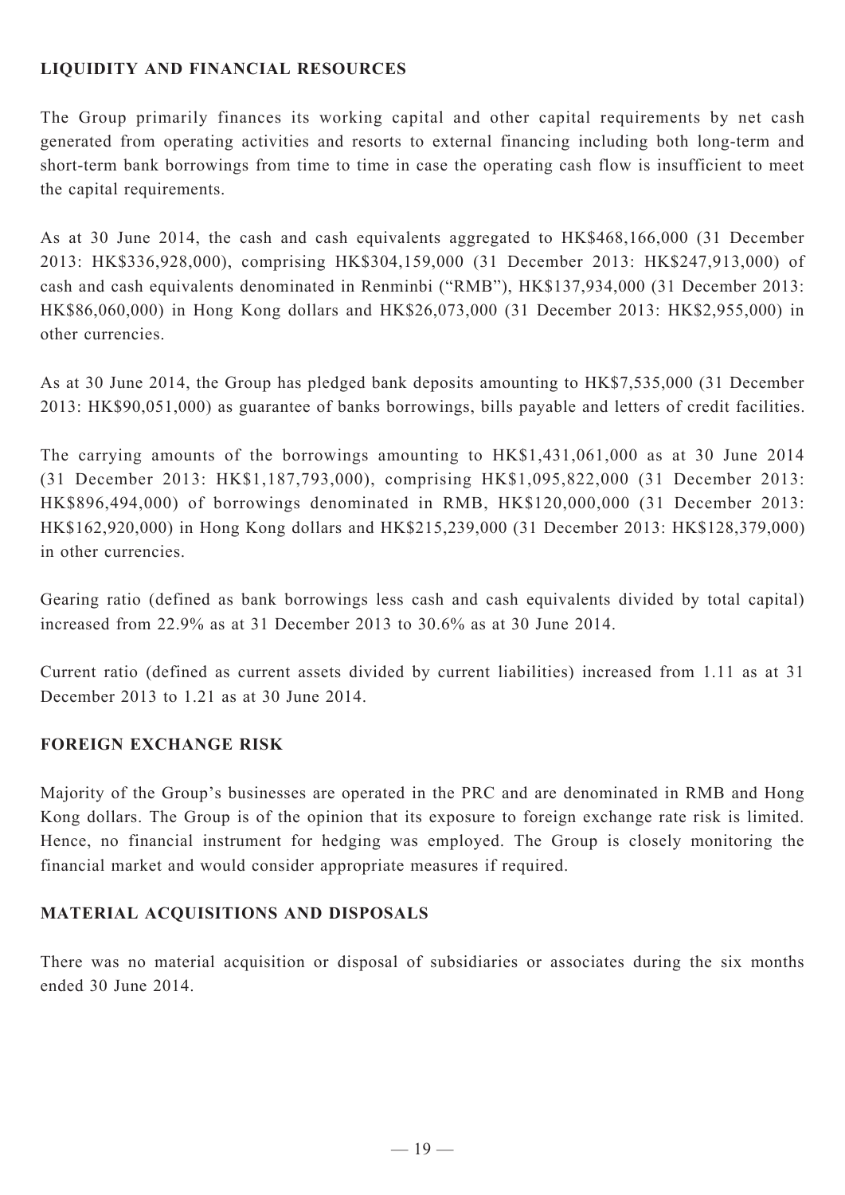## LIQUIDITY AND FINANCIAL RESOURCES

The Group primarily finances its working capital and other capital requirements by net cash generated from operating activities and resorts to external financing including both long-term and short-term bank borrowings from time to time in case the operating cash flow is insufficient to meet the capital requirements.

As at 30 June 2014, the cash and cash equivalents aggregated to HK$468,166,000 (31 December 2013: HK$336,928,000), comprising HK$304,159,000 (31 December 2013: HK$247,913,000) of cash and cash equivalents denominated in Renminbi ("RMB"), HK$137,934,000 (31 December 2013: HK$86,060,000) in Hong Kong dollars and HK$26,073,000 (31 December 2013: HK$2,955,000) in other currencies.

As at 30 June 2014, the Group has pledged bank deposits amounting to HK$7,535,000 (31 December 2013: HK$90,051,000) as guarantee of banks borrowings, bills payable and letters of credit facilities.

The carrying amounts of the borrowings amounting to HK$1,431,061,000 as at 30 June 2014 (31 December 2013: HK$1,187,793,000), comprising HK$1,095,822,000 (31 December 2013: HK$896,494,000) of borrowings denominated in RMB, HK$120,000,000 (31 December 2013: HK$162,920,000) in Hong Kong dollars and HK$215,239,000 (31 December 2013: HK$128,379,000) in other currencies.

Gearing ratio (defined as bank borrowings less cash and cash equivalents divided by total capital) increased from 22.9% as at 31 December 2013 to 30.6% as at 30 June 2014.

Current ratio (defined as current assets divided by current liabilities) increased from 1.11 as at 31 December 2013 to 1.21 as at 30 June 2014.

## FOREIGN EXCHANGE RISK

Majority of the Group's businesses are operated in the PRC and are denominated in RMB and Hong Kong dollars. The Group is of the opinion that its exposure to foreign exchange rate risk is limited. Hence, no financial instrument for hedging was employed. The Group is closely monitoring the financial market and would consider appropriate measures if required.

## MATERIAL ACQUISITIONS AND DISPOSALS

There was no material acquisition or disposal of subsidiaries or associates during the six months ended 30 June 2014.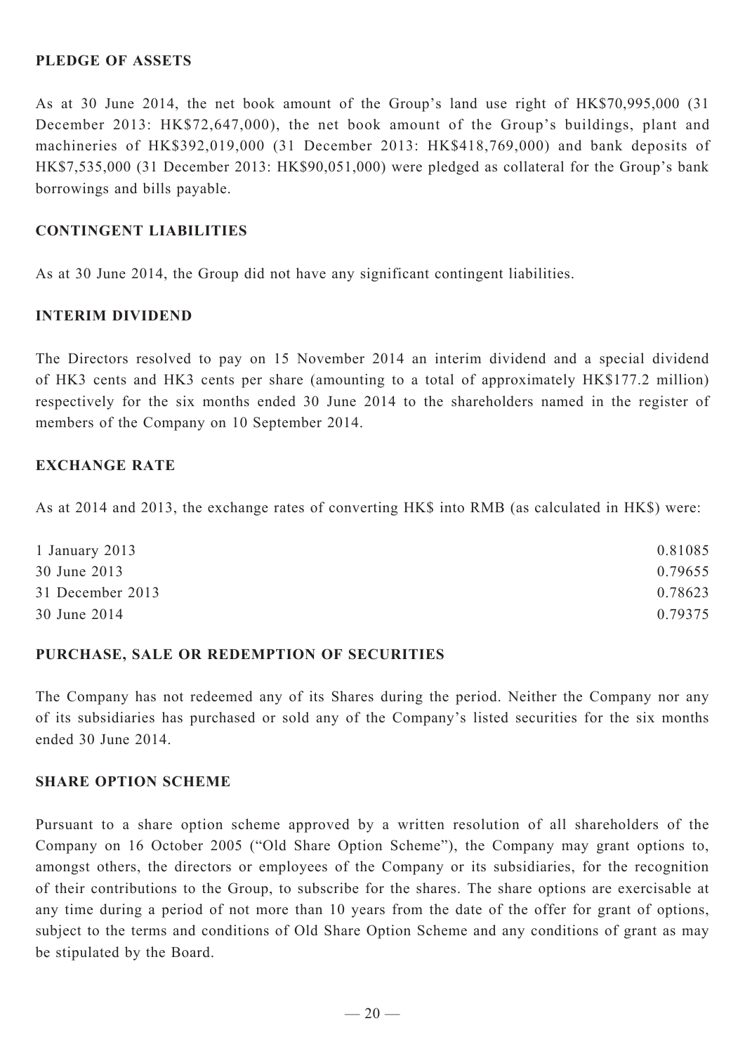## PLEDGE OF ASSETS

As at 30 June 2014, the net book amount of the Group's land use right of HK$70,995,000 (31 December 2013: HK$72,647,000), the net book amount of the Group's buildings, plant and machineries of HK$392,019,000 (31 December 2013: HK$418,769,000) and bank deposits of HK$7,535,000 (31 December 2013: HK$90,051,000) were pledged as collateral for the Group's bank borrowings and bills payable.

## CONTINGENT LIABILITIES

As at 30 June 2014, the Group did not have any significant contingent liabilities.

## INTERIM DIVIDEND

The Directors resolved to pay on 15 November 2014 an interim dividend and a special dividend of HK3 cents and HK3 cents per share (amounting to a total of approximately HK$177.2 million) respectively for the six months ended 30 June 2014 to the shareholders named in the register of members of the Company on 10 September 2014.

## EXCHANGE RATE

As at 2014 and 2013, the exchange rates of converting HK$ into RMB (as calculated in HK$) were:

| | |
|---|---|
| 1 January 2013 | 0.81085 |
| 30 June 2013 | 0.79655 |
| 31 December 2013 | 0.78623 |
| 30 June 2014 | 0.79375 |

## PURCHASE, SALE OR REDEMPTION OF SECURITIES

The Company has not redeemed any of its Shares during the period. Neither the Company nor any of its subsidiaries has purchased or sold any of the Company's listed securities for the six months ended 30 June 2014.

## SHARE OPTION SCHEME

Pursuant to a share option scheme approved by a written resolution of all shareholders of the Company on 16 October 2005 ("Old Share Option Scheme"), the Company may grant options to, amongst others, the directors or employees of the Company or its subsidiaries, for the recognition of their contributions to the Group, to subscribe for the shares. The share options are exercisable at any time during a period of not more than 10 years from the date of the offer for grant of options, subject to the terms and conditions of Old Share Option Scheme and any conditions of grant as may be stipulated by the Board.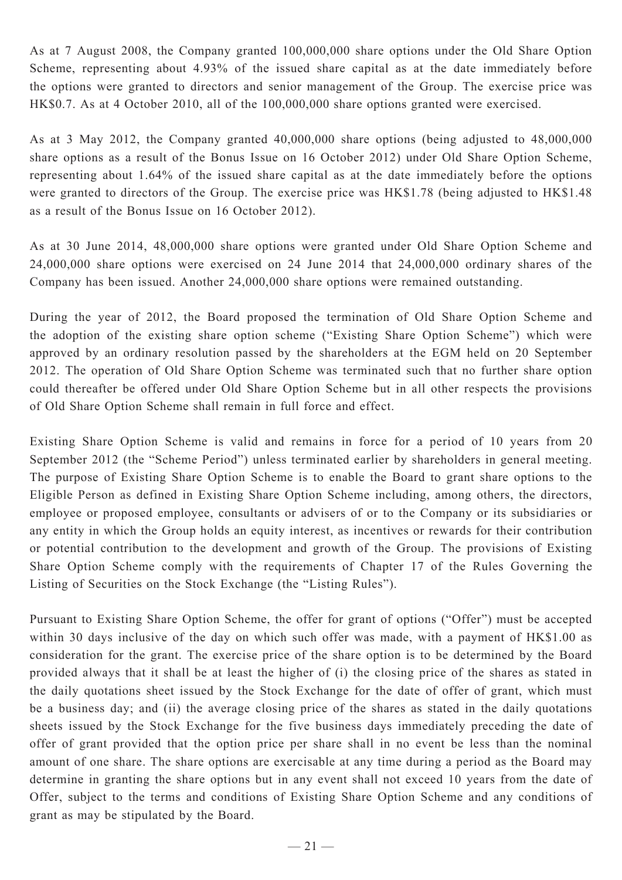As at 7 August 2008, the Company granted 100,000,000 share options under the Old Share Option Scheme, representing about 4.93% of the issued share capital as at the date immediately before the options were granted to directors and senior management of the Group. The exercise price was HK$0.7. As at 4 October 2010, all of the 100,000,000 share options granted were exercised.

As at 3 May 2012, the Company granted 40,000,000 share options (being adjusted to 48,000,000 share options as a result of the Bonus Issue on 16 October 2012) under Old Share Option Scheme, representing about 1.64% of the issued share capital as at the date immediately before the options were granted to directors of the Group. The exercise price was HK$1.78 (being adjusted to HK$1.48 as a result of the Bonus Issue on 16 October 2012).

As at 30 June 2014, 48,000,000 share options were granted under Old Share Option Scheme and 24,000,000 share options were exercised on 24 June 2014 that 24,000,000 ordinary shares of the Company has been issued. Another 24,000,000 share options were remained outstanding.

During the year of 2012, the Board proposed the termination of Old Share Option Scheme and the adoption of the existing share option scheme ("Existing Share Option Scheme") which were approved by an ordinary resolution passed by the shareholders at the EGM held on 20 September 2012. The operation of Old Share Option Scheme was terminated such that no further share option could thereafter be offered under Old Share Option Scheme but in all other respects the provisions of Old Share Option Scheme shall remain in full force and effect.

Existing Share Option Scheme is valid and remains in force for a period of 10 years from 20 September 2012 (the "Scheme Period") unless terminated earlier by shareholders in general meeting. The purpose of Existing Share Option Scheme is to enable the Board to grant share options to the Eligible Person as defined in Existing Share Option Scheme including, among others, the directors, employee or proposed employee, consultants or advisers of or to the Company or its subsidiaries or any entity in which the Group holds an equity interest, as incentives or rewards for their contribution or potential contribution to the development and growth of the Group. The provisions of Existing Share Option Scheme comply with the requirements of Chapter 17 of the Rules Governing the Listing of Securities on the Stock Exchange (the "Listing Rules").

Pursuant to Existing Share Option Scheme, the offer for grant of options ("Offer") must be accepted within 30 days inclusive of the day on which such offer was made, with a payment of HK$1.00 as consideration for the grant. The exercise price of the share option is to be determined by the Board provided always that it shall be at least the higher of (i) the closing price of the shares as stated in the daily quotations sheet issued by the Stock Exchange for the date of offer of grant, which must be a business day; and (ii) the average closing price of the shares as stated in the daily quotations sheets issued by the Stock Exchange for the five business days immediately preceding the date of offer of grant provided that the option price per share shall in no event be less than the nominal amount of one share. The share options are exercisable at any time during a period as the Board may determine in granting the share options but in any event shall not exceed 10 years from the date of Offer, subject to the terms and conditions of Existing Share Option Scheme and any conditions of grant as may be stipulated by the Board.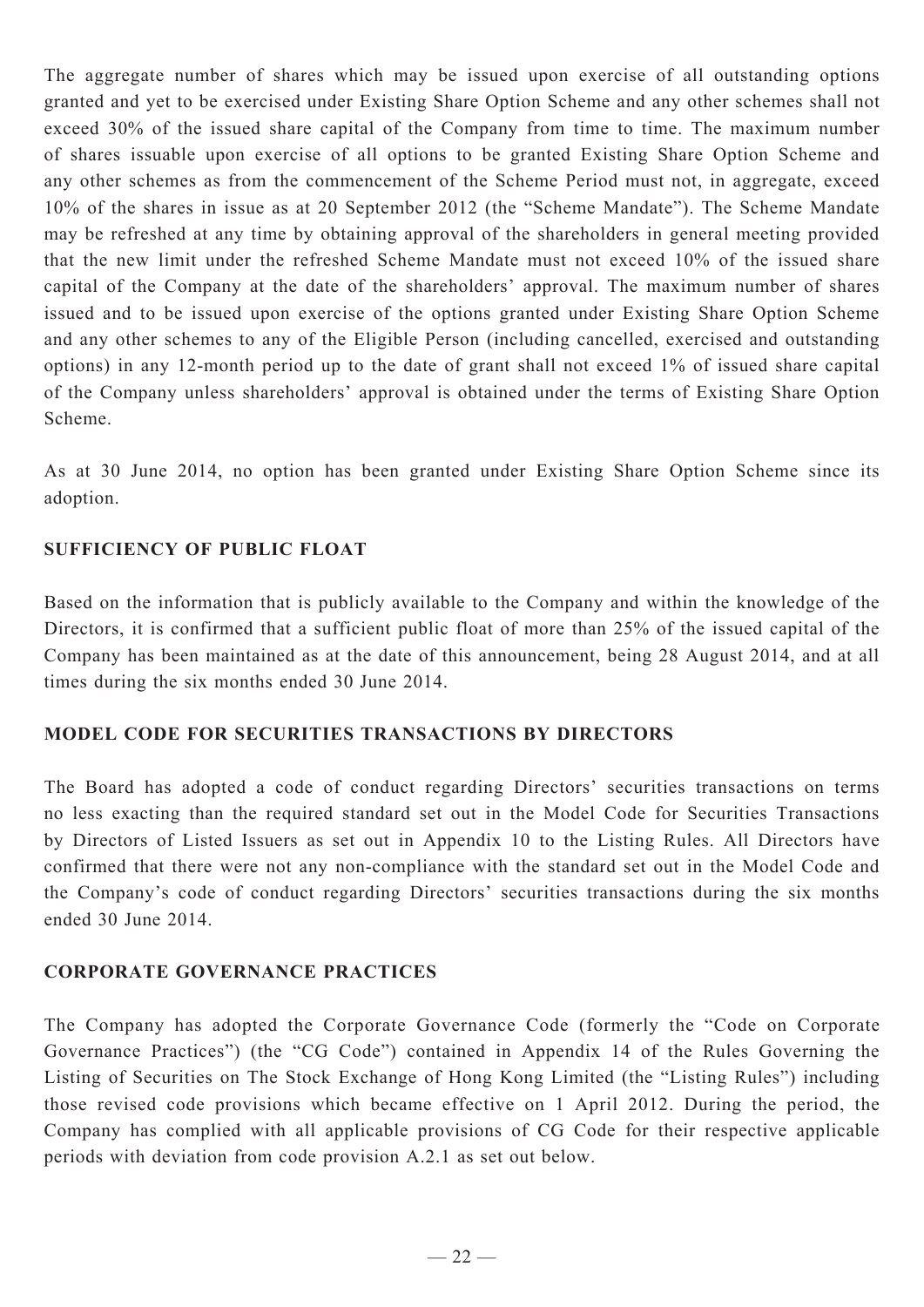The aggregate number of shares which may be issued upon exercise of all outstanding options granted and yet to be exercised under Existing Share Option Scheme and any other schemes shall not exceed 30% of the issued share capital of the Company from time to time. The maximum number of shares issuable upon exercise of all options to be granted Existing Share Option Scheme and any other schemes as from the commencement of the Scheme Period must not, in aggregate, exceed 10% of the shares in issue as at 20 September 2012 (the "Scheme Mandate"). The Scheme Mandate may be refreshed at any time by obtaining approval of the shareholders in general meeting provided that the new limit under the refreshed Scheme Mandate must not exceed 10% of the issued share capital of the Company at the date of the shareholders' approval. The maximum number of shares issued and to be issued upon exercise of the options granted under Existing Share Option Scheme and any other schemes to any of the Eligible Person (including cancelled, exercised and outstanding options) in any 12-month period up to the date of grant shall not exceed 1% of issued share capital of the Company unless shareholders' approval is obtained under the terms of Existing Share Option Scheme.

As at 30 June 2014, no option has been granted under Existing Share Option Scheme since its adoption.

## SUFFICIENCY OF PUBLIC FLOAT

Based on the information that is publicly available to the Company and within the knowledge of the Directors, it is confirmed that a sufficient public float of more than 25% of the issued capital of the Company has been maintained as at the date of this announcement, being 28 August 2014, and at all times during the six months ended 30 June 2014.

## MODEL CODE FOR SECURITIES TRANSACTIONS BY DIRECTORS

The Board has adopted a code of conduct regarding Directors' securities transactions on terms no less exacting than the required standard set out in the Model Code for Securities Transactions by Directors of Listed Issuers as set out in Appendix 10 to the Listing Rules. All Directors have confirmed that there were not any non-compliance with the standard set out in the Model Code and the Company's code of conduct regarding Directors' securities transactions during the six months ended 30 June 2014.

## CORPORATE GOVERNANCE PRACTICES

The Company has adopted the Corporate Governance Code (formerly the "Code on Corporate Governance Practices") (the "CG Code") contained in Appendix 14 of the Rules Governing the Listing of Securities on The Stock Exchange of Hong Kong Limited (the "Listing Rules") including those revised code provisions which became effective on 1 April 2012. During the period, the Company has complied with all applicable provisions of CG Code for their respective applicable periods with deviation from code provision A.2.1 as set out below.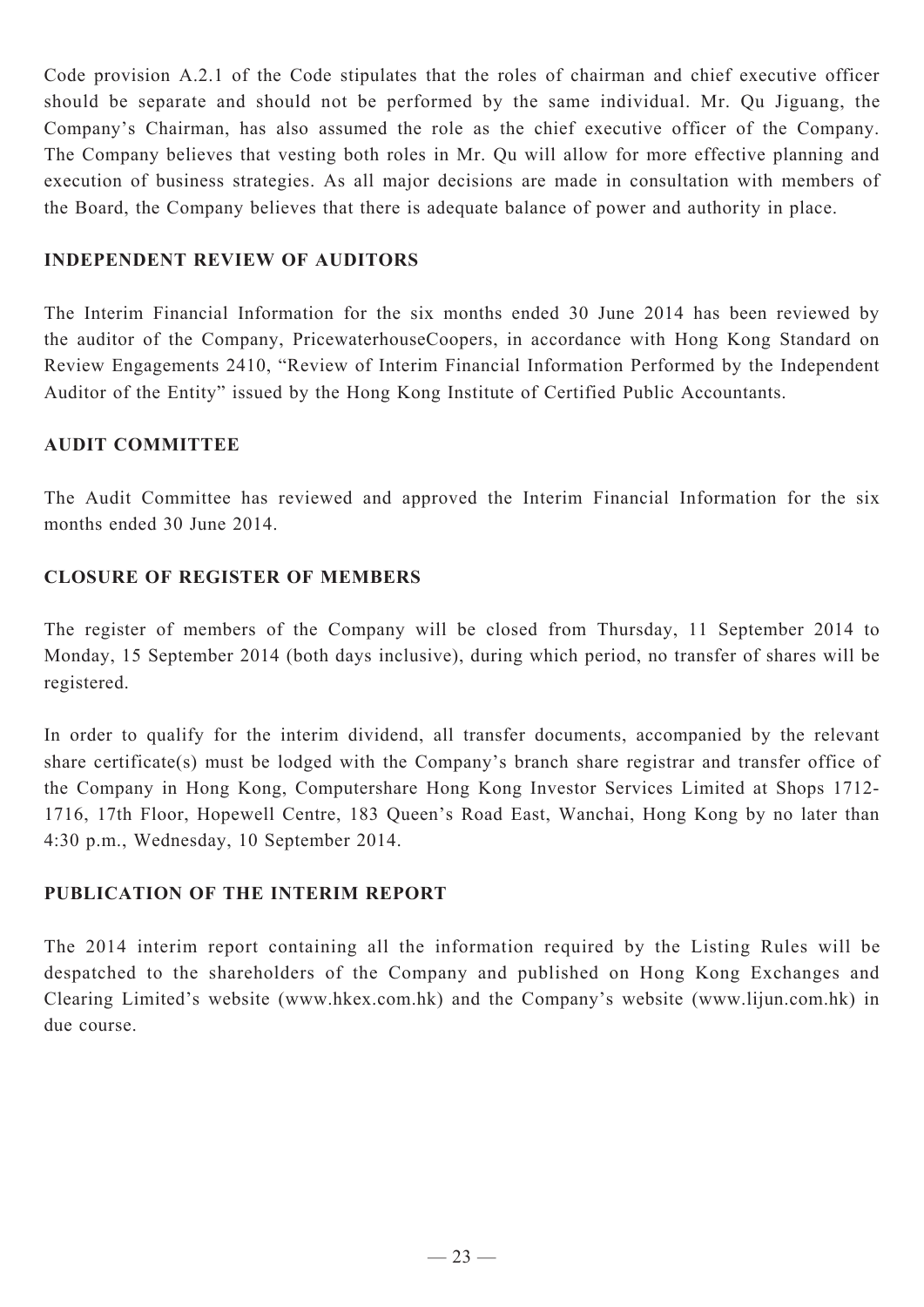Code provision A.2.1 of the Code stipulates that the roles of chairman and chief executive officer should be separate and should not be performed by the same individual. Mr. Qu Jiguang, the Company's Chairman, has also assumed the role as the chief executive officer of the Company. The Company believes that vesting both roles in Mr. Qu will allow for more effective planning and execution of business strategies. As all major decisions are made in consultation with members of the Board, the Company believes that there is adequate balance of power and authority in place.

## INDEPENDENT REVIEW OF AUDITORS

The Interim Financial Information for the six months ended 30 June 2014 has been reviewed by the auditor of the Company, PricewaterhouseCoopers, in accordance with Hong Kong Standard on Review Engagements 2410, "Review of Interim Financial Information Performed by the Independent Auditor of the Entity" issued by the Hong Kong Institute of Certified Public Accountants.

## AUDIT COMMITTEE

The Audit Committee has reviewed and approved the Interim Financial Information for the six months ended 30 June 2014.

## CLOSURE OF REGISTER OF MEMBERS

The register of members of the Company will be closed from Thursday, 11 September 2014 to Monday, 15 September 2014 (both days inclusive), during which period, no transfer of shares will be registered.

In order to qualify for the interim dividend, all transfer documents, accompanied by the relevant share certificate(s) must be lodged with the Company's branch share registrar and transfer office of the Company in Hong Kong, Computershare Hong Kong Investor Services Limited at Shops 1712-1716, 17th Floor, Hopewell Centre, 183 Queen's Road East, Wanchai, Hong Kong by no later than 4:30 p.m., Wednesday, 10 September 2014.

## PUBLICATION OF THE INTERIM REPORT

The 2014 interim report containing all the information required by the Listing Rules will be despatched to the shareholders of the Company and published on Hong Kong Exchanges and Clearing Limited's website (www.hkex.com.hk) and the Company's website (www.lijun.com.hk) in due course.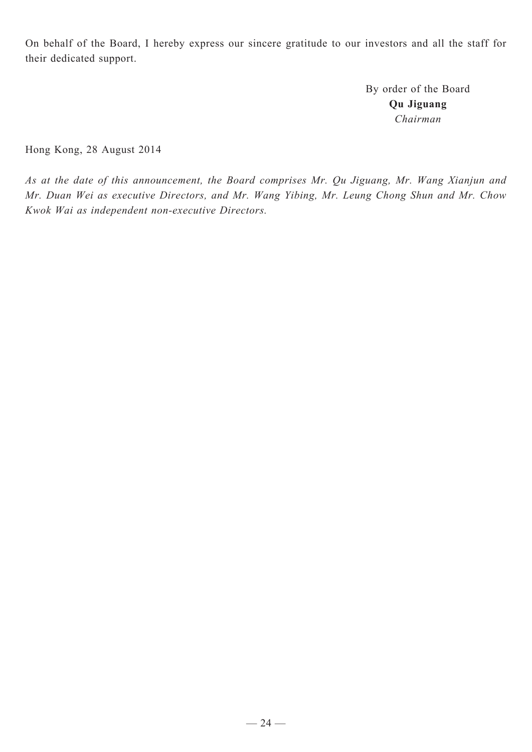On behalf of the Board, I hereby express our sincere gratitude to our investors and all the staff for their dedicated support.

By order of the Board
**Qu Jiguang**
*Chairman*

Hong Kong, 28 August 2014

*As at the date of this announcement, the Board comprises Mr. Qu Jiguang, Mr. Wang Xianjun and Mr. Duan Wei as executive Directors, and Mr. Wang Yibing, Mr. Leung Chong Shun and Mr. Chow Kwok Wai as independent non-executive Directors.*